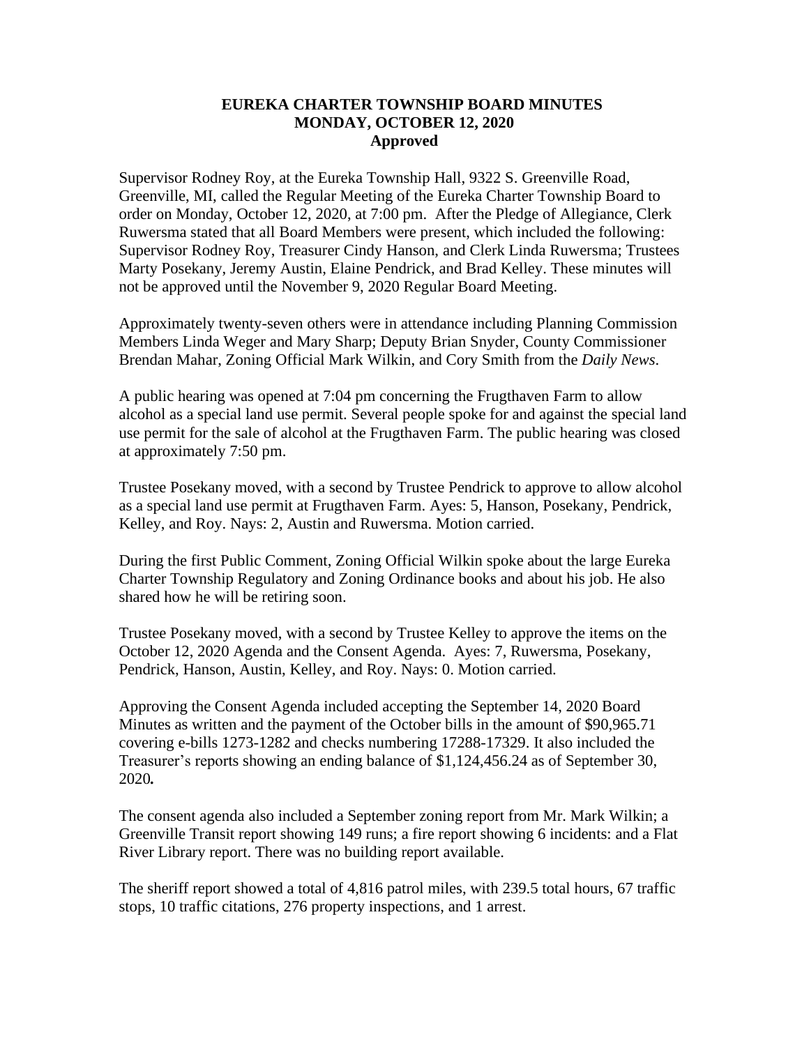# EUREKA CHARTER TOWNSHIP BOARD MINUTES
## MONDAY, OCTOBER 12, 2020
### Approved

Supervisor Rodney Roy, at the Eureka Township Hall, 9322 S. Greenville Road, Greenville, MI, called the Regular Meeting of the Eureka Charter Township Board to order on Monday, October 12, 2020, at 7:00 pm. After the Pledge of Allegiance, Clerk Ruwersma stated that all Board Members were present, which included the following: Supervisor Rodney Roy, Treasurer Cindy Hanson, and Clerk Linda Ruwersma; Trustees Marty Posekany, Jeremy Austin, Elaine Pendrick, and Brad Kelley. These minutes will not be approved until the November 9, 2020 Regular Board Meeting.

Approximately twenty-seven others were in attendance including Planning Commission Members Linda Weger and Mary Sharp; Deputy Brian Snyder, County Commissioner Brendan Mahar, Zoning Official Mark Wilkin, and Cory Smith from the *Daily News*.

A public hearing was opened at 7:04 pm concerning the Frugthaven Farm to allow alcohol as a special land use permit. Several people spoke for and against the special land use permit for the sale of alcohol at the Frugthaven Farm. The public hearing was closed at approximately 7:50 pm.

Trustee Posekany moved, with a second by Trustee Pendrick to approve to allow alcohol as a special land use permit at Frugthaven Farm. Ayes: 5, Hanson, Posekany, Pendrick, Kelley, and Roy. Nays: 2, Austin and Ruwersma. Motion carried.

During the first Public Comment, Zoning Official Wilkin spoke about the large Eureka Charter Township Regulatory and Zoning Ordinance books and about his job. He also shared how he will be retiring soon.

Trustee Posekany moved, with a second by Trustee Kelley to approve the items on the October 12, 2020 Agenda and the Consent Agenda. Ayes: 7, Ruwersma, Posekany, Pendrick, Hanson, Austin, Kelley, and Roy. Nays: 0. Motion carried.

Approving the Consent Agenda included accepting the September 14, 2020 Board Minutes as written and the payment of the October bills in the amount of $90,965.71 covering e-bills 1273-1282 and checks numbering 17288-17329. It also included the Treasurer's reports showing an ending balance of $1,124,456.24 as of September 30, 2020**.**

The consent agenda also included a September zoning report from Mr. Mark Wilkin; a Greenville Transit report showing 149 runs; a fire report showing 6 incidents: and a Flat River Library report. There was no building report available.

The sheriff report showed a total of 4,816 patrol miles, with 239.5 total hours, 67 traffic stops, 10 traffic citations, 276 property inspections, and 1 arrest.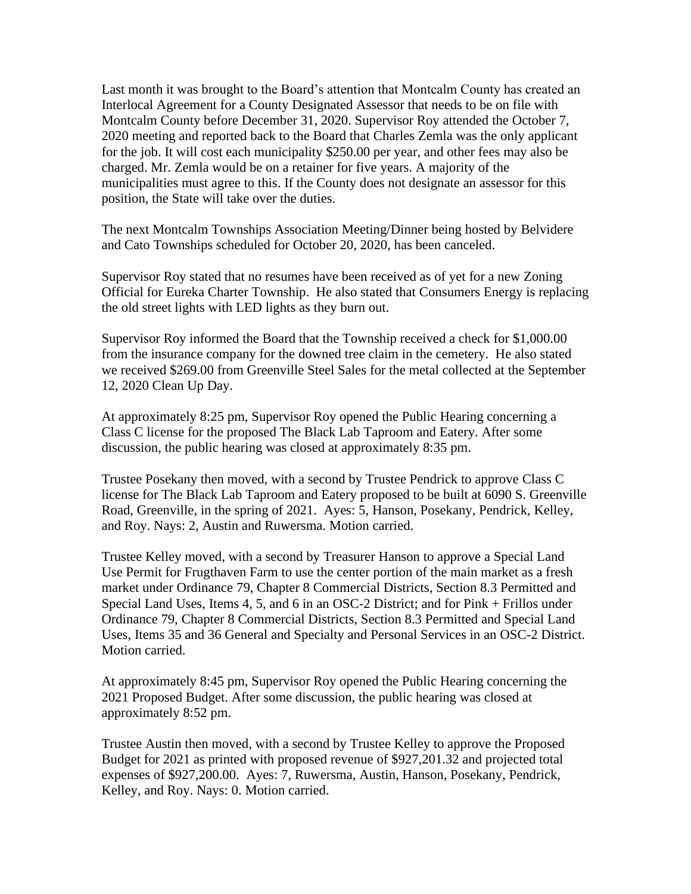Last month it was brought to the Board's attention that Montcalm County has created an Interlocal Agreement for a County Designated Assessor that needs to be on file with Montcalm County before December 31, 2020. Supervisor Roy attended the October 7, 2020 meeting and reported back to the Board that Charles Zemla was the only applicant for the job. It will cost each municipality $250.00 per year, and other fees may also be charged. Mr. Zemla would be on a retainer for five years. A majority of the municipalities must agree to this. If the County does not designate an assessor for this position, the State will take over the duties.

The next Montcalm Townships Association Meeting/Dinner being hosted by Belvidere and Cato Townships scheduled for October 20, 2020, has been canceled.

Supervisor Roy stated that no resumes have been received as of yet for a new Zoning Official for Eureka Charter Township. He also stated that Consumers Energy is replacing the old street lights with LED lights as they burn out.

Supervisor Roy informed the Board that the Township received a check for $1,000.00 from the insurance company for the downed tree claim in the cemetery. He also stated we received $269.00 from Greenville Steel Sales for the metal collected at the September 12, 2020 Clean Up Day.

At approximately 8:25 pm, Supervisor Roy opened the Public Hearing concerning a Class C license for the proposed The Black Lab Taproom and Eatery. After some discussion, the public hearing was closed at approximately 8:35 pm.

Trustee Posekany then moved, with a second by Trustee Pendrick to approve Class C license for The Black Lab Taproom and Eatery proposed to be built at 6090 S. Greenville Road, Greenville, in the spring of 2021. Ayes: 5, Hanson, Posekany, Pendrick, Kelley, and Roy. Nays: 2, Austin and Ruwersma. Motion carried.

Trustee Kelley moved, with a second by Treasurer Hanson to approve a Special Land Use Permit for Frugthaven Farm to use the center portion of the main market as a fresh market under Ordinance 79, Chapter 8 Commercial Districts, Section 8.3 Permitted and Special Land Uses, Items 4, 5, and 6 in an OSC-2 District; and for Pink + Frillos under Ordinance 79, Chapter 8 Commercial Districts, Section 8.3 Permitted and Special Land Uses, Items 35 and 36 General and Specialty and Personal Services in an OSC-2 District. Motion carried.

At approximately 8:45 pm, Supervisor Roy opened the Public Hearing concerning the 2021 Proposed Budget. After some discussion, the public hearing was closed at approximately 8:52 pm.

Trustee Austin then moved, with a second by Trustee Kelley to approve the Proposed Budget for 2021 as printed with proposed revenue of $927,201.32 and projected total expenses of $927,200.00. Ayes: 7, Ruwersma, Austin, Hanson, Posekany, Pendrick, Kelley, and Roy. Nays: 0. Motion carried.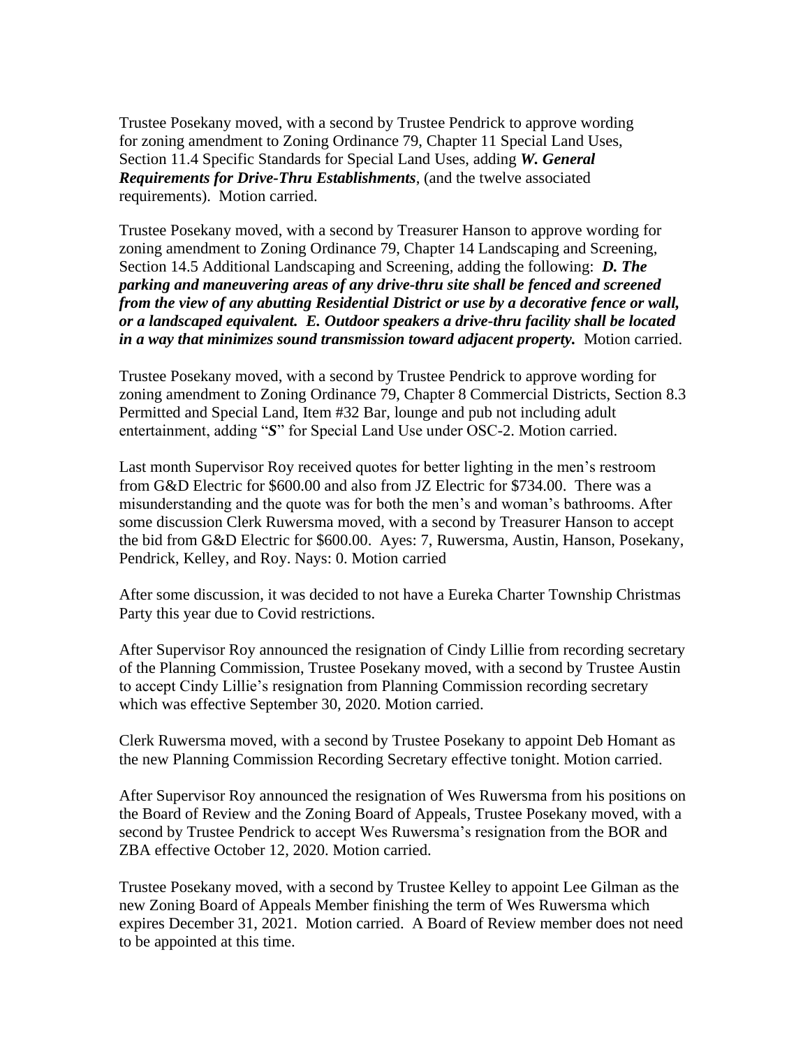Trustee Posekany moved, with a second by Trustee Pendrick to approve wording for zoning amendment to Zoning Ordinance 79, Chapter 11 Special Land Uses, Section 11.4 Specific Standards for Special Land Uses, adding ***W. General Requirements for Drive-Thru Establishments***, (and the twelve associated requirements). Motion carried.

Trustee Posekany moved, with a second by Treasurer Hanson to approve wording for zoning amendment to Zoning Ordinance 79, Chapter 14 Landscaping and Screening, Section 14.5 Additional Landscaping and Screening, adding the following: ***D. The parking and maneuvering areas of any drive-thru site shall be fenced and screened from the view of any abutting Residential District or use by a decorative fence or wall, or a landscaped equivalent. E. Outdoor speakers a drive-thru facility shall be located in a way that minimizes sound transmission toward adjacent property.*** Motion carried.

Trustee Posekany moved, with a second by Trustee Pendrick to approve wording for zoning amendment to Zoning Ordinance 79, Chapter 8 Commercial Districts, Section 8.3 Permitted and Special Land, Item #32 Bar, lounge and pub not including adult entertainment, adding "***S***" for Special Land Use under OSC-2. Motion carried.

Last month Supervisor Roy received quotes for better lighting in the men's restroom from G&D Electric for $600.00 and also from JZ Electric for $734.00. There was a misunderstanding and the quote was for both the men's and woman's bathrooms. After some discussion Clerk Ruwersma moved, with a second by Treasurer Hanson to accept the bid from G&D Electric for $600.00. Ayes: 7, Ruwersma, Austin, Hanson, Posekany, Pendrick, Kelley, and Roy. Nays: 0. Motion carried

After some discussion, it was decided to not have a Eureka Charter Township Christmas Party this year due to Covid restrictions.

After Supervisor Roy announced the resignation of Cindy Lillie from recording secretary of the Planning Commission, Trustee Posekany moved, with a second by Trustee Austin to accept Cindy Lillie's resignation from Planning Commission recording secretary which was effective September 30, 2020. Motion carried.

Clerk Ruwersma moved, with a second by Trustee Posekany to appoint Deb Homant as the new Planning Commission Recording Secretary effective tonight. Motion carried.

After Supervisor Roy announced the resignation of Wes Ruwersma from his positions on the Board of Review and the Zoning Board of Appeals, Trustee Posekany moved, with a second by Trustee Pendrick to accept Wes Ruwersma's resignation from the BOR and ZBA effective October 12, 2020. Motion carried.

Trustee Posekany moved, with a second by Trustee Kelley to appoint Lee Gilman as the new Zoning Board of Appeals Member finishing the term of Wes Ruwersma which expires December 31, 2021. Motion carried. A Board of Review member does not need to be appointed at this time.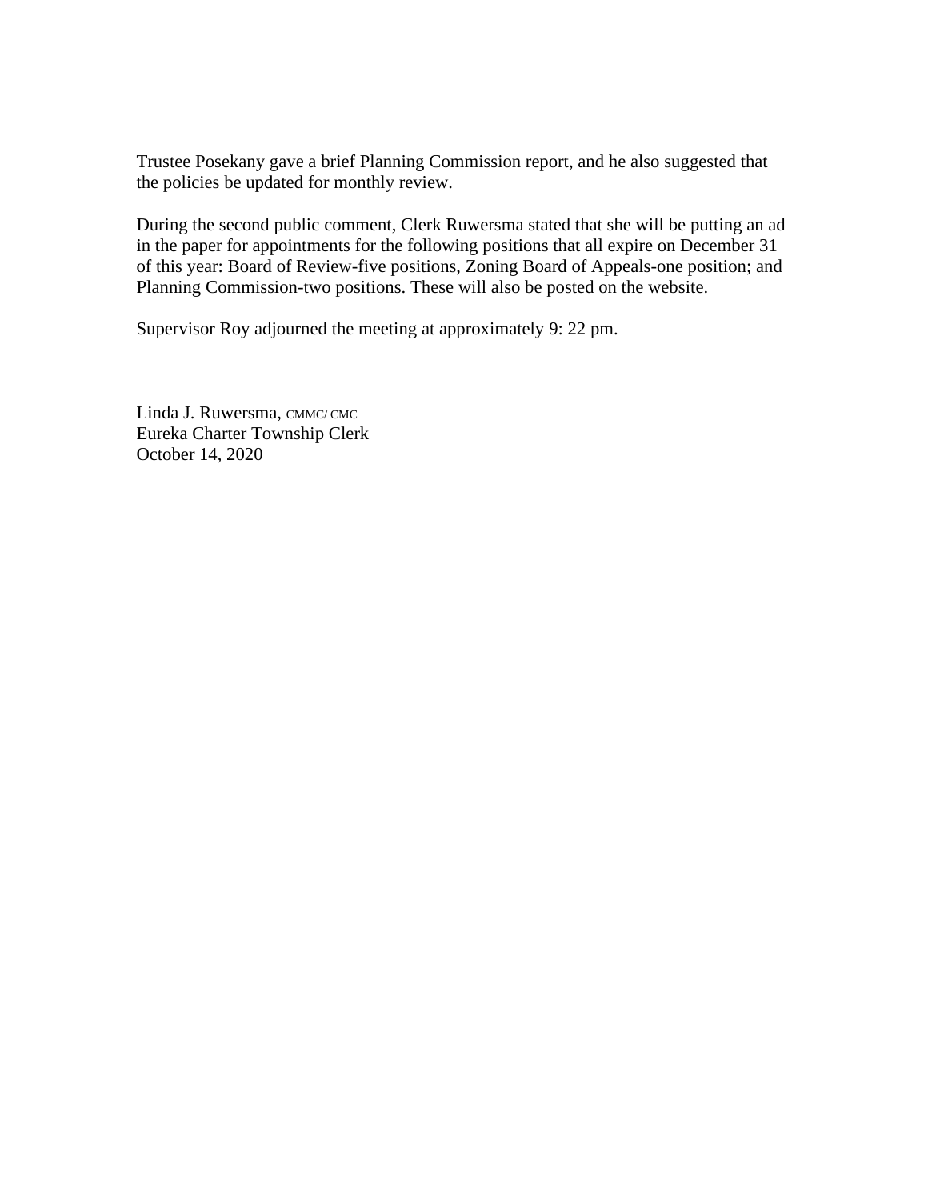Trustee Posekany gave a brief Planning Commission report, and he also suggested that the policies be updated for monthly review.

During the second public comment, Clerk Ruwersma stated that she will be putting an ad in the paper for appointments for the following positions that all expire on December 31 of this year: Board of Review-five positions, Zoning Board of Appeals-one position; and Planning Commission-two positions. These will also be posted on the website.

Supervisor Roy adjourned the meeting at approximately 9: 22 pm.

Linda J. Ruwersma, CMMC/ CMC  
Eureka Charter Township Clerk  
October 14, 2020